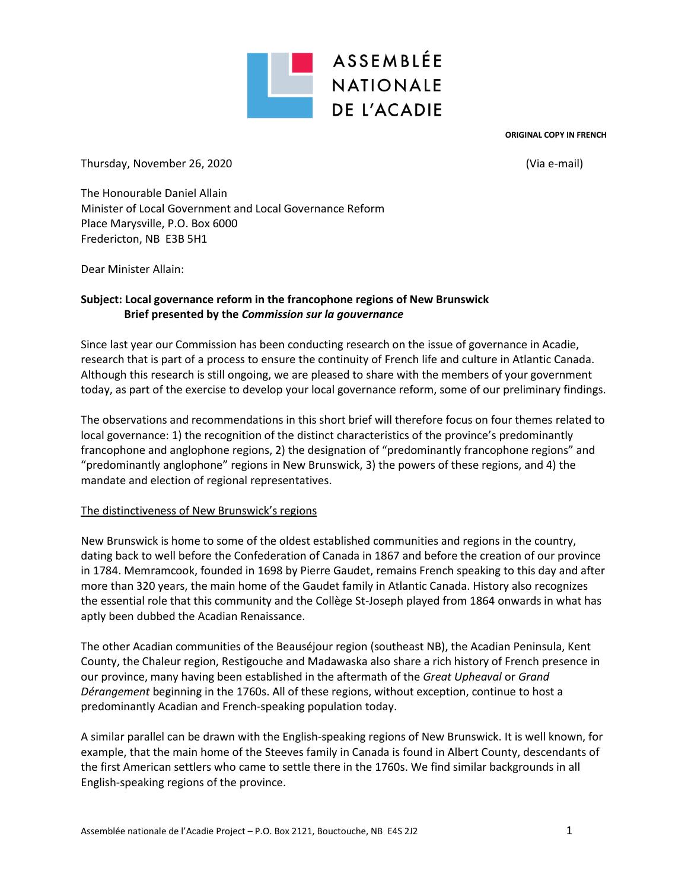ASSEMBLÉE NATIONALE DE L'ACADIE

**ORIGINAL COPY IN FRENCH**

Thursday, November 26, 2020 (Via e-mail)

The Honourable Daniel Allain
Minister of Local Government and Local Governance Reform
Place Marysville, P.O. Box 6000
Fredericton, NB E3B 5H1

Dear Minister Allain:

**Subject: Local governance reform in the francophone regions of New Brunswick**
**Brief presented by the *Commission sur la gouvernance***

Since last year our Commission has been conducting research on the issue of governance in Acadie, research that is part of a process to ensure the continuity of French life and culture in Atlantic Canada. Although this research is still ongoing, we are pleased to share with the members of your government today, as part of the exercise to develop your local governance reform, some of our preliminary findings.

The observations and recommendations in this short brief will therefore focus on four themes related to local governance: 1) the recognition of the distinct characteristics of the province's predominantly francophone and anglophone regions, 2) the designation of "predominantly francophone regions" and "predominantly anglophone" regions in New Brunswick, 3) the powers of these regions, and 4) the mandate and election of regional representatives.

## The distinctiveness of New Brunswick's regions

New Brunswick is home to some of the oldest established communities and regions in the country, dating back to well before the Confederation of Canada in 1867 and before the creation of our province in 1784. Memramcook, founded in 1698 by Pierre Gaudet, remains French speaking to this day and after more than 320 years, the main home of the Gaudet family in Atlantic Canada. History also recognizes the essential role that this community and the Collège St-Joseph played from 1864 onwards in what has aptly been dubbed the Acadian Renaissance.

The other Acadian communities of the Beauséjour region (southeast NB), the Acadian Peninsula, Kent County, the Chaleur region, Restigouche and Madawaska also share a rich history of French presence in our province, many having been established in the aftermath of the *Great Upheaval* or *Grand Dérangement* beginning in the 1760s. All of these regions, without exception, continue to host a predominantly Acadian and French-speaking population today.

A similar parallel can be drawn with the English-speaking regions of New Brunswick. It is well known, for example, that the main home of the Steeves family in Canada is found in Albert County, descendants of the first American settlers who came to settle there in the 1760s. We find similar backgrounds in all English-speaking regions of the province.

Assemblée nationale de l'Acadie Project – P.O. Box 2121, Bouctouche, NB E4S 2J2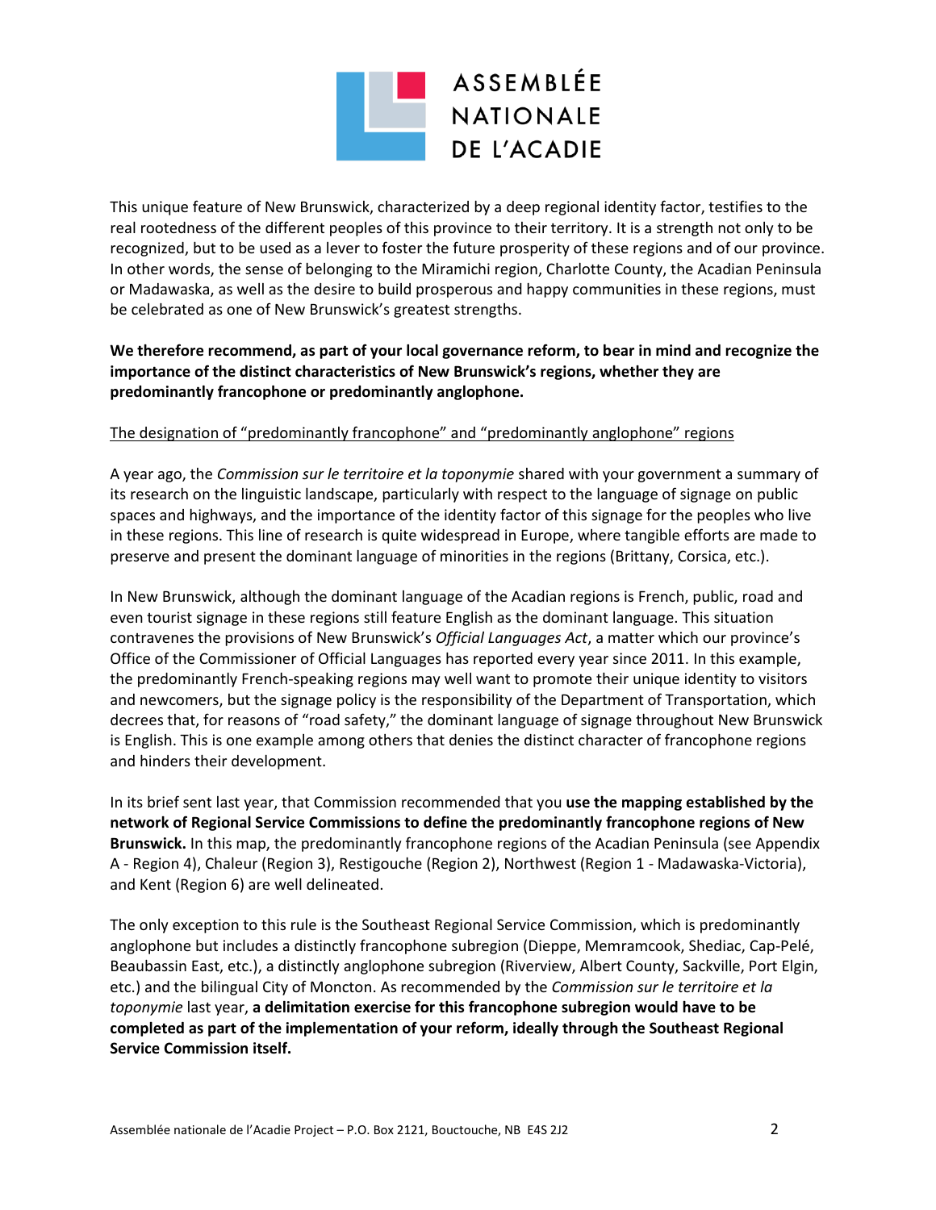This unique feature of New Brunswick, characterized by a deep regional identity factor, testifies to the real rootedness of the different peoples of this province to their territory. It is a strength not only to be recognized, but to be used as a lever to foster the future prosperity of these regions and of our province. In other words, the sense of belonging to the Miramichi region, Charlotte County, the Acadian Peninsula or Madawaska, as well as the desire to build prosperous and happy communities in these regions, must be celebrated as one of New Brunswick's greatest strengths.

**We therefore recommend, as part of your local governance reform, to bear in mind and recognize the importance of the distinct characteristics of New Brunswick's regions, whether they are predominantly francophone or predominantly anglophone.**

<u>The designation of "predominantly francophone" and "predominantly anglophone" regions</u>

A year ago, the *Commission sur le territoire et la toponymie* shared with your government a summary of its research on the linguistic landscape, particularly with respect to the language of signage on public spaces and highways, and the importance of the identity factor of this signage for the peoples who live in these regions. This line of research is quite widespread in Europe, where tangible efforts are made to preserve and present the dominant language of minorities in the regions (Brittany, Corsica, etc.).

In New Brunswick, although the dominant language of the Acadian regions is French, public, road and even tourist signage in these regions still feature English as the dominant language. This situation contravenes the provisions of New Brunswick's *Official Languages Act*, a matter which our province's Office of the Commissioner of Official Languages has reported every year since 2011. In this example, the predominantly French-speaking regions may well want to promote their unique identity to visitors and newcomers, but the signage policy is the responsibility of the Department of Transportation, which decrees that, for reasons of "road safety," the dominant language of signage throughout New Brunswick is English. This is one example among others that denies the distinct character of francophone regions and hinders their development.

In its brief sent last year, that Commission recommended that you **use the mapping established by the network of Regional Service Commissions to define the predominantly francophone regions of New Brunswick.** In this map, the predominantly francophone regions of the Acadian Peninsula (see Appendix A - Region 4), Chaleur (Region 3), Restigouche (Region 2), Northwest (Region 1 - Madawaska-Victoria), and Kent (Region 6) are well delineated.

The only exception to this rule is the Southeast Regional Service Commission, which is predominantly anglophone but includes a distinctly francophone subregion (Dieppe, Memramcook, Shediac, Cap-Pelé, Beaubassin East, etc.), a distinctly anglophone subregion (Riverview, Albert County, Sackville, Port Elgin, etc.) and the bilingual City of Moncton. As recommended by the *Commission sur le territoire et la toponymie* last year, **a delimitation exercise for this francophone subregion would have to be completed as part of the implementation of your reform, ideally through the Southeast Regional Service Commission itself.**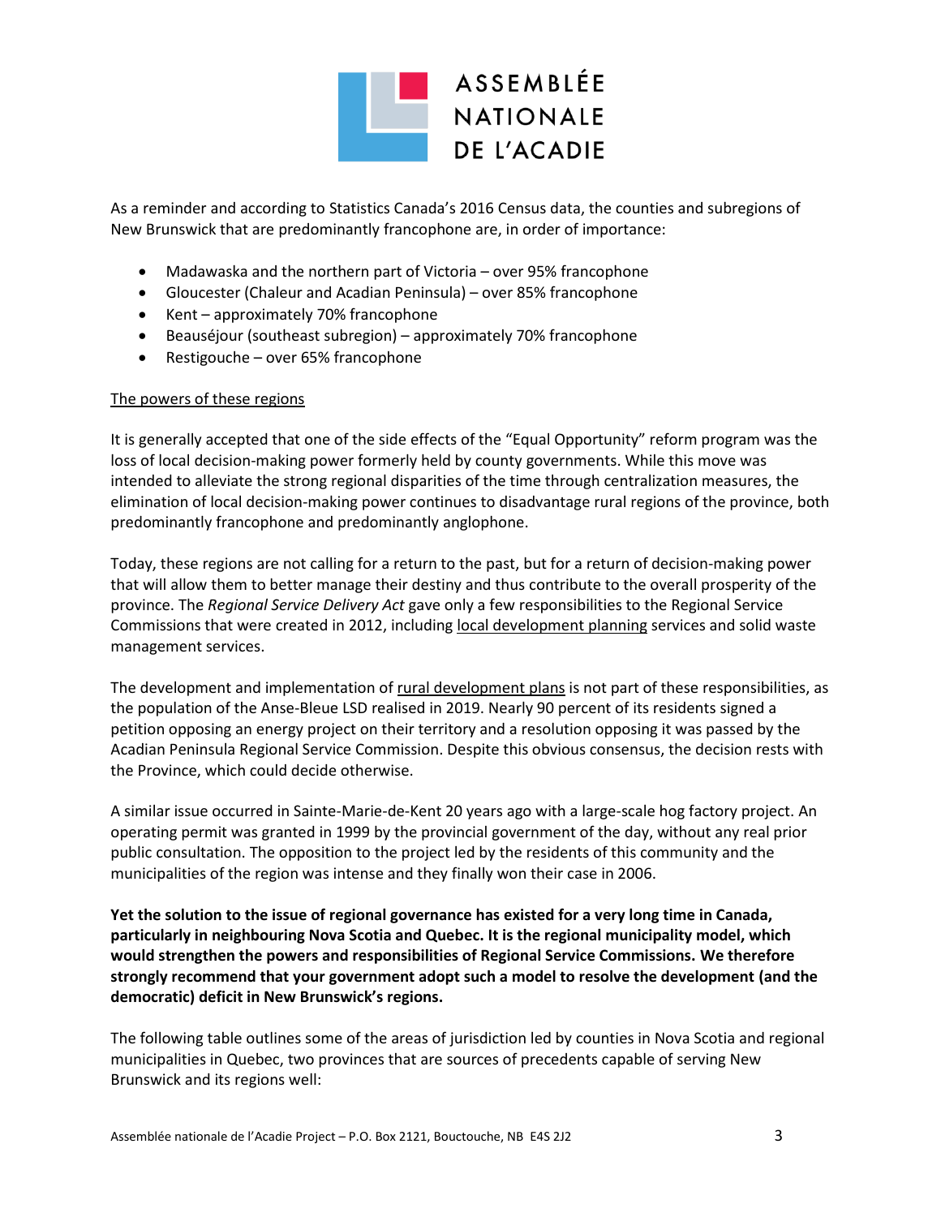As a reminder and according to Statistics Canada's 2016 Census data, the counties and subregions of New Brunswick that are predominantly francophone are, in order of importance:

- Madawaska and the northern part of Victoria – over 95% francophone
- Gloucester (Chaleur and Acadian Peninsula) – over 85% francophone
- Kent – approximately 70% francophone
- Beauséjour (southeast subregion) – approximately 70% francophone
- Restigouche – over 65% francophone

<u>The powers of these regions</u>

It is generally accepted that one of the side effects of the "Equal Opportunity" reform program was the loss of local decision-making power formerly held by county governments. While this move was intended to alleviate the strong regional disparities of the time through centralization measures, the elimination of local decision-making power continues to disadvantage rural regions of the province, both predominantly francophone and predominantly anglophone.

Today, these regions are not calling for a return to the past, but for a return of decision-making power that will allow them to better manage their destiny and thus contribute to the overall prosperity of the province. The *Regional Service Delivery Act* gave only a few responsibilities to the Regional Service Commissions that were created in 2012, including <u>local development planning</u> services and solid waste management services.

The development and implementation of <u>rural development plans</u> is not part of these responsibilities, as the population of the Anse-Bleue LSD realised in 2019. Nearly 90 percent of its residents signed a petition opposing an energy project on their territory and a resolution opposing it was passed by the Acadian Peninsula Regional Service Commission. Despite this obvious consensus, the decision rests with the Province, which could decide otherwise.

A similar issue occurred in Sainte-Marie-de-Kent 20 years ago with a large-scale hog factory project. An operating permit was granted in 1999 by the provincial government of the day, without any real prior public consultation. The opposition to the project led by the residents of this community and the municipalities of the region was intense and they finally won their case in 2006.

**Yet the solution to the issue of regional governance has existed for a very long time in Canada, particularly in neighbouring Nova Scotia and Quebec. It is the regional municipality model, which would strengthen the powers and responsibilities of Regional Service Commissions. We therefore strongly recommend that your government adopt such a model to resolve the development (and the democratic) deficit in New Brunswick's regions.**

The following table outlines some of the areas of jurisdiction led by counties in Nova Scotia and regional municipalities in Quebec, two provinces that are sources of precedents capable of serving New Brunswick and its regions well: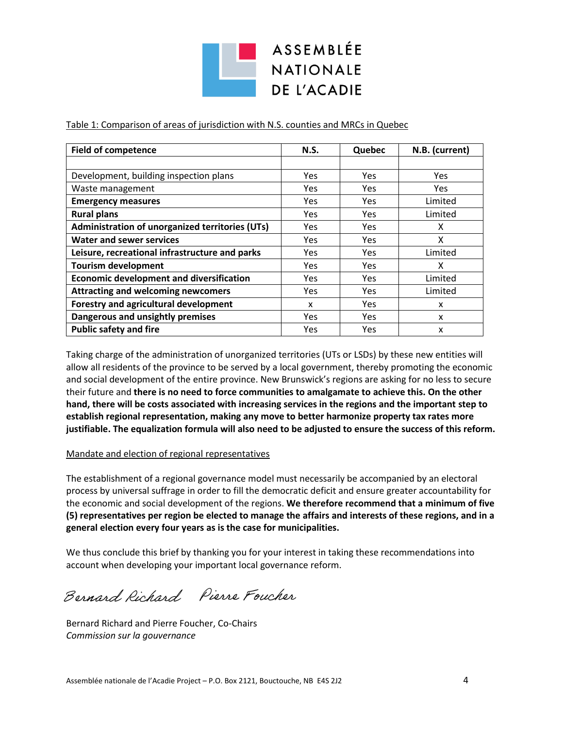Table 1: Comparison of areas of jurisdiction with N.S. counties and MRCs in Quebec

| Field of competence | N.S. | Quebec | N.B. (current) |
|---|---|---|---|
| | | | |
| Development, building inspection plans | Yes | Yes | Yes |
| Waste management | Yes | Yes | Yes |
| **Emergency measures** | Yes | Yes | Limited |
| **Rural plans** | Yes | Yes | Limited |
| **Administration of unorganized territories (UTs)** | Yes | Yes | X |
| **Water and sewer services** | Yes | Yes | X |
| **Leisure, recreational infrastructure and parks** | Yes | Yes | Limited |
| **Tourism development** | Yes | Yes | X |
| **Economic development and diversification** | Yes | Yes | Limited |
| **Attracting and welcoming newcomers** | Yes | Yes | Limited |
| **Forestry and agricultural development** | x | Yes | x |
| **Dangerous and unsightly premises** | Yes | Yes | x |
| **Public safety and fire** | Yes | Yes | x |

Taking charge of the administration of unorganized territories (UTs or LSDs) by these new entities will allow all residents of the province to be served by a local government, thereby promoting the economic and social development of the entire province. New Brunswick's regions are asking for no less to secure their future and **there is no need to force communities to amalgamate to achieve this. On the other hand, there will be costs associated with increasing services in the regions and the important step to establish regional representation, making any move to better harmonize property tax rates more justifiable. The equalization formula will also need to be adjusted to ensure the success of this reform.**

Mandate and election of regional representatives

The establishment of a regional governance model must necessarily be accompanied by an electoral process by universal suffrage in order to fill the democratic deficit and ensure greater accountability for the economic and social development of the regions. **We therefore recommend that a minimum of five (5) representatives per region be elected to manage the affairs and interests of these regions, and in a general election every four years as is the case for municipalities.**

We thus conclude this brief by thanking you for your interest in taking these recommendations into account when developing your important local governance reform.

*Bernard Richard* *Pierre Foucher*

Bernard Richard and Pierre Foucher, Co-Chairs
*Commission sur la gouvernance*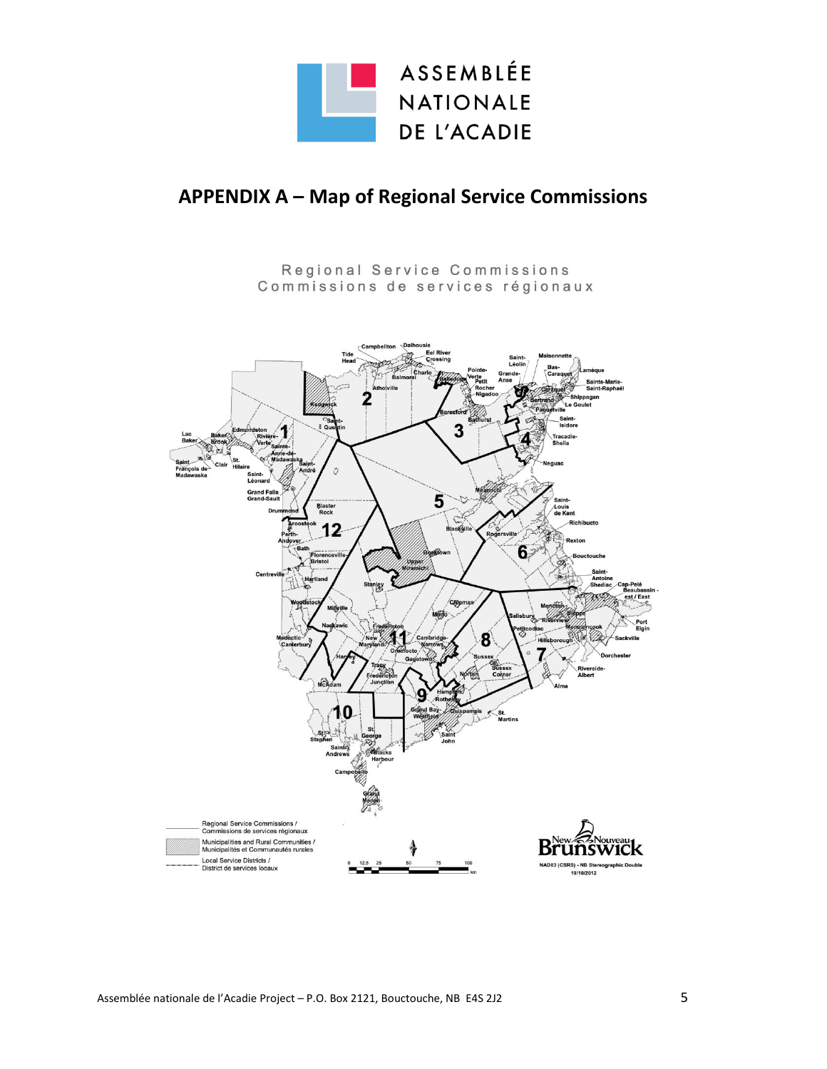ASSEMBLÉE NATIONALE DE L'ACADIE

## APPENDIX A – Map of Regional Service Commissions

Regional Service Commissions
Commissions de services régionaux

1
2
3
4
5
6
7
8
9
10
11
12

Campbellton
Dalhousie
Tide Head
Eel River Crossing
Charlo
Balmoral
Atholville
Belledune
Pointe-Verte
Petit Rocher
Nigadoo
Beresford
Bathurst
Kedgwick
Saint-Quentin
Saint-Léolin
Grande-Anse
Maisonnette
Bas-Caraquet
Caraquet
Lamèque
Sainte-Marie-Saint-Raphaël
Shippagan
Bertrand
Le Goulet
Paquetville
Saint-Isidore
Tracadie-Sheila
Neguac
Lac Baker
Baker Brook
Edmundston
Rivière-Verte
Sainte-Anne-de-Madawaska
Saint François de Madawaska
Clair
St. Hilaire
Saint-Léonard
Saint-André
Grand Falls Grand-Sault
Drummond
Plaster Rock
Aroostook
Perth-Andover
Bath
Florenceville-Bristol
Centreville
Hartland
Woodstock
Miramichi
Blackville
Doaktown
Upper Miramichi
Stanley
Saint-Louis de Kent
Richibucto
Rogersville
Rexton
Bouctouche
Saint-Antoine
Shediac
Cap-Pelé
Beaubassin-est / East
Moncton
Dieppe
Riverview
Memramcook
Port Elgin
Sackville
Salisbury
Petitcodiac
Hillsborough
Dorchester
Riverside-Albert
Alma
Chipman
Minto
Millville
Nackawic
Fredericton
New Maryland
Meductic
Canterbury
Cambridge-Narrows
Oromocto
Gagetown
Sussex
Sussex Corner
Norton
Harvey
Tracy
Fredericton Junction
McAdam
Hampton
Rothesay
Quispamsis
Grand Bay-Westfield
Saint John
St. Martins
St. Stephen
St. George
Saint Andrews
Blacks Harbour
Campobello
Grand Manan

Regional Service Commissions / Commissions de services régionaux
Municipalities and Rural Communities / Municipalités et Communautés rurales
Local Service Districts / District de services locaux

0 12.5 25 50 75 100 km

New Nouveau Brunswick
NAD83 (CSRS) - NB Stereographic Double
19/10/2012

Assemblée nationale de l'Acadie Project – P.O. Box 2121, Bouctouche, NB E4S 2J2